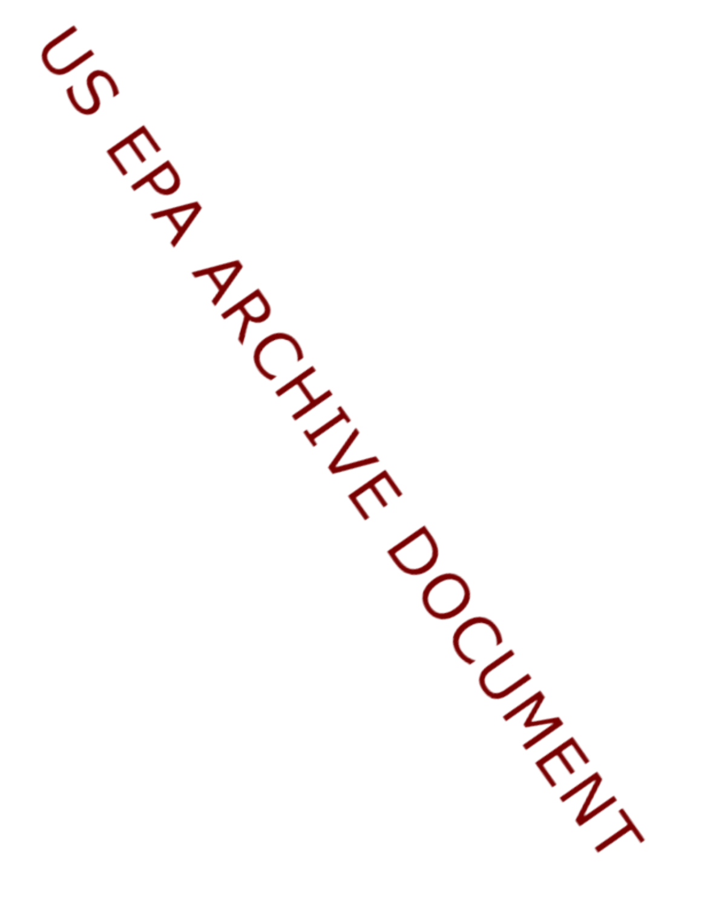US EPA ARCHIVE DOCUMENT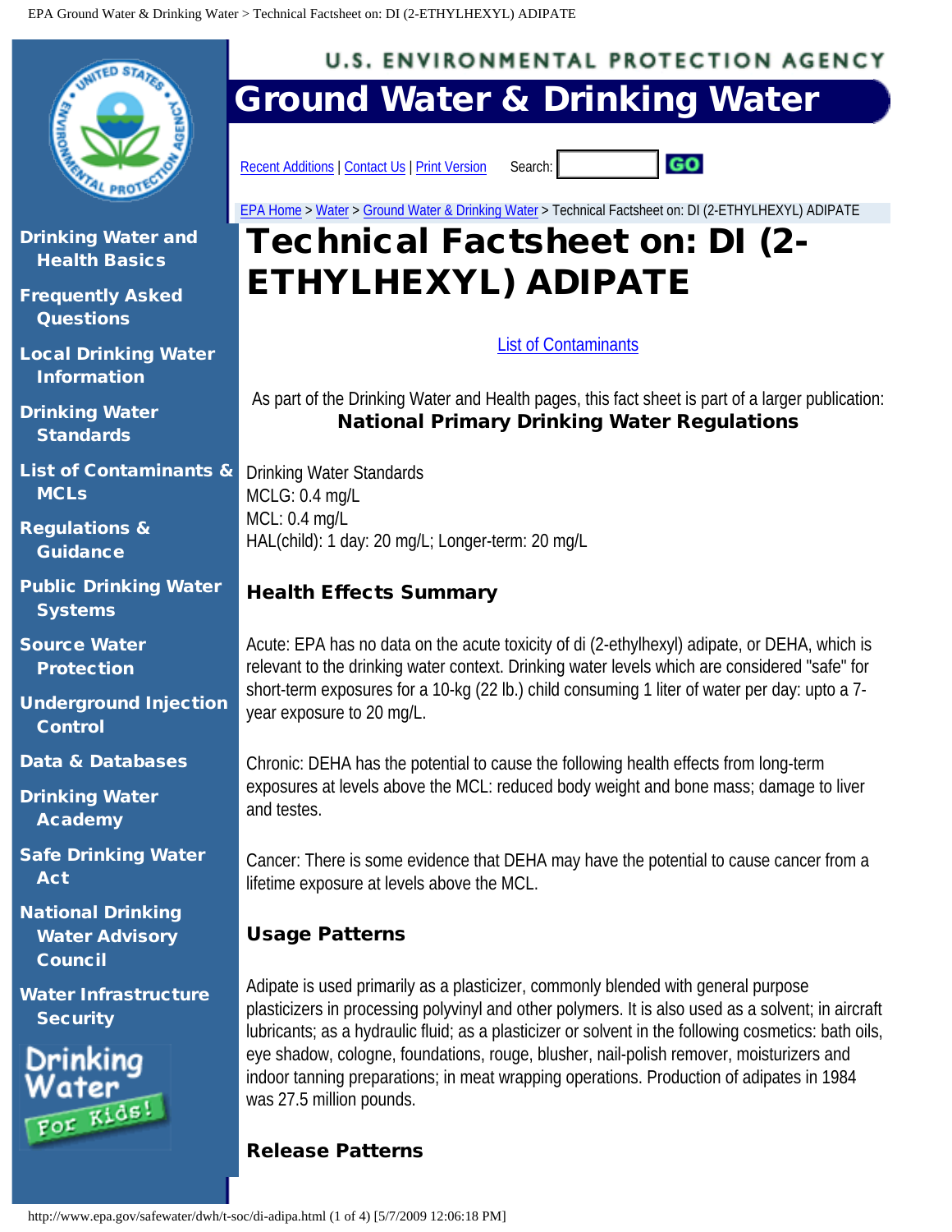# Technical Factsheet on: DI (2-ETHYLHEXYL) ADIPATE

List of Contaminants

As part of the Drinking Water and Health pages, this fact sheet is part of a larger publication:
**National Primary Drinking Water Regulations**

Drinking Water Standards
MCLG: 0.4 mg/L
MCL: 0.4 mg/L
HAL(child): 1 day: 20 mg/L; Longer-term: 20 mg/L

## Health Effects Summary

Acute: EPA has no data on the acute toxicity of di (2-ethylhexyl) adipate, or DEHA, which is relevant to the drinking water context. Drinking water levels which are considered "safe" for short-term exposures for a 10-kg (22 lb.) child consuming 1 liter of water per day: upto a 7-year exposure to 20 mg/L.

Chronic: DEHA has the potential to cause the following health effects from long-term exposures at levels above the MCL: reduced body weight and bone mass; damage to liver and testes.

Cancer: There is some evidence that DEHA may have the potential to cause cancer from a lifetime exposure at levels above the MCL.

## Usage Patterns

Adipate is used primarily as a plasticizer, commonly blended with general purpose plasticizers in processing polyvinyl and other polymers. It is also used as a solvent; in aircraft lubricants; as a hydraulic fluid; as a plasticizer or solvent in the following cosmetics: bath oils, eye shadow, cologne, foundations, rouge, blusher, nail-polish remover, moisturizers and indoor tanning preparations; in meat wrapping operations. Production of adipates in 1984 was 27.5 million pounds.

## Release Patterns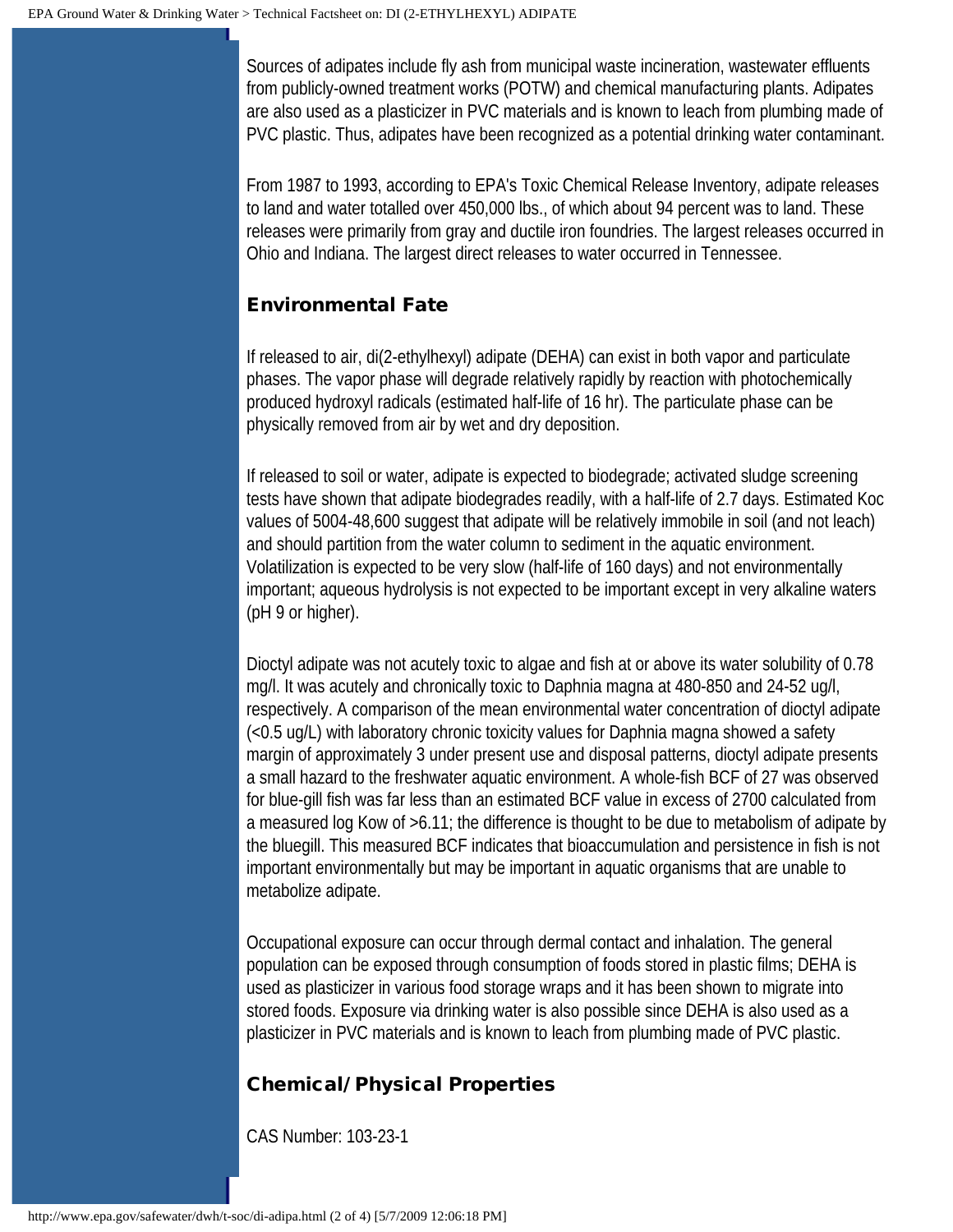Sources of adipates include fly ash from municipal waste incineration, wastewater effluents from publicly-owned treatment works (POTW) and chemical manufacturing plants. Adipates are also used as a plasticizer in PVC materials and is known to leach from plumbing made of PVC plastic. Thus, adipates have been recognized as a potential drinking water contaminant.

From 1987 to 1993, according to EPA's Toxic Chemical Release Inventory, adipate releases to land and water totalled over 450,000 lbs., of which about 94 percent was to land. These releases were primarily from gray and ductile iron foundries. The largest releases occurred in Ohio and Indiana. The largest direct releases to water occurred in Tennessee.

### Environmental Fate

If released to air, di(2-ethylhexyl) adipate (DEHA) can exist in both vapor and particulate phases. The vapor phase will degrade relatively rapidly by reaction with photochemically produced hydroxyl radicals (estimated half-life of 16 hr). The particulate phase can be physically removed from air by wet and dry deposition.

If released to soil or water, adipate is expected to biodegrade; activated sludge screening tests have shown that adipate biodegrades readily, with a half-life of 2.7 days. Estimated Koc values of 5004-48,600 suggest that adipate will be relatively immobile in soil (and not leach) and should partition from the water column to sediment in the aquatic environment. Volatilization is expected to be very slow (half-life of 160 days) and not environmentally important; aqueous hydrolysis is not expected to be important except in very alkaline waters (pH 9 or higher).

Dioctyl adipate was not acutely toxic to algae and fish at or above its water solubility of 0.78 mg/l. It was acutely and chronically toxic to Daphnia magna at 480-850 and 24-52 ug/l, respectively. A comparison of the mean environmental water concentration of dioctyl adipate (<0.5 ug/L) with laboratory chronic toxicity values for Daphnia magna showed a safety margin of approximately 3 under present use and disposal patterns, dioctyl adipate presents a small hazard to the freshwater aquatic environment. A whole-fish BCF of 27 was observed for blue-gill fish was far less than an estimated BCF value in excess of 2700 calculated from a measured log Kow of >6.11; the difference is thought to be due to metabolism of adipate by the bluegill. This measured BCF indicates that bioaccumulation and persistence in fish is not important environmentally but may be important in aquatic organisms that are unable to metabolize adipate.

Occupational exposure can occur through dermal contact and inhalation. The general population can be exposed through consumption of foods stored in plastic films; DEHA is used as plasticizer in various food storage wraps and it has been shown to migrate into stored foods. Exposure via drinking water is also possible since DEHA is also used as a plasticizer in PVC materials and is known to leach from plumbing made of PVC plastic.

### Chemical/Physical Properties

CAS Number: 103-23-1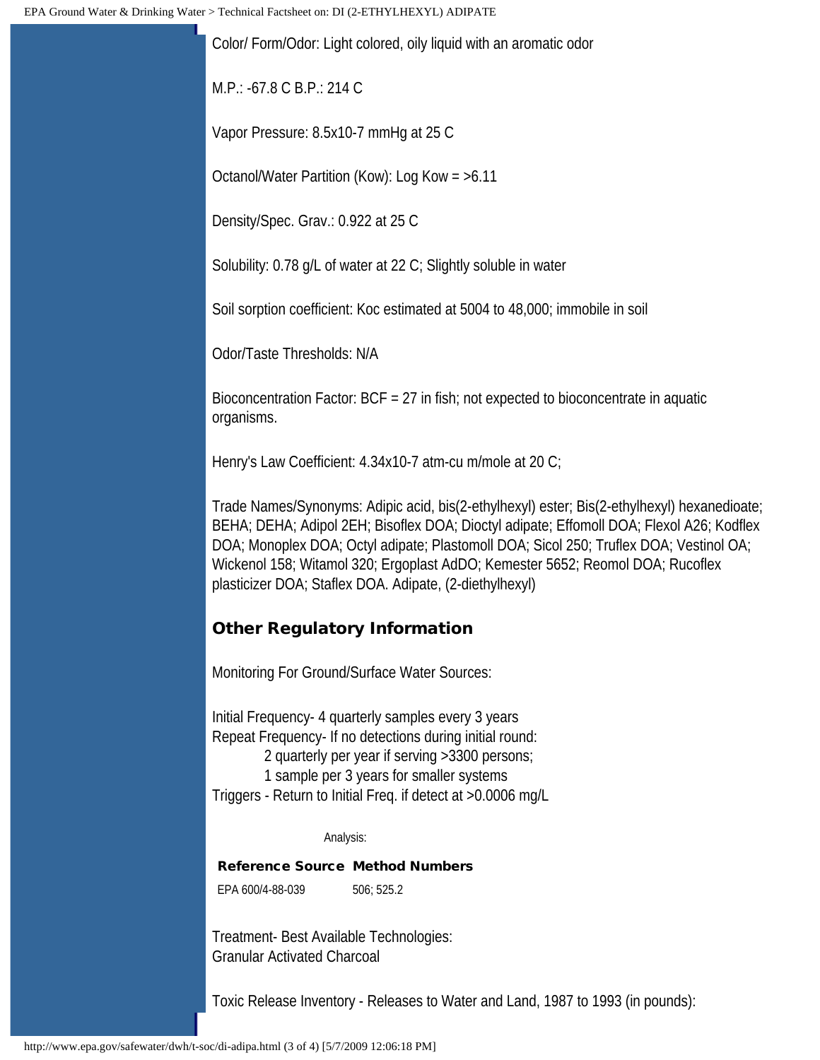Color/ Form/Odor: Light colored, oily liquid with an aromatic odor

M.P.: -67.8 C B.P.: 214 C

Vapor Pressure: 8.5x10-7 mmHg at 25 C

Octanol/Water Partition (Kow): Log Kow = >6.11

Density/Spec. Grav.: 0.922 at 25 C

Solubility: 0.78 g/L of water at 22 C; Slightly soluble in water

Soil sorption coefficient: Koc estimated at 5004 to 48,000; immobile in soil

Odor/Taste Thresholds: N/A

Bioconcentration Factor: BCF = 27 in fish; not expected to bioconcentrate in aquatic organisms.

Henry's Law Coefficient: 4.34x10-7 atm-cu m/mole at 20 C;

Trade Names/Synonyms: Adipic acid, bis(2-ethylhexyl) ester; Bis(2-ethylhexyl) hexanedioate; BEHA; DEHA; Adipol 2EH; Bisoflex DOA; Dioctyl adipate; Effomoll DOA; Flexol A26; Kodflex DOA; Monoplex DOA; Octyl adipate; Plastomoll DOA; Sicol 250; Truflex DOA; Vestinol OA; Wickenol 158; Witamol 320; Ergoplast AdDO; Kemester 5652; Reomol DOA; Rucoflex plasticizer DOA; Staflex DOA. Adipate, (2-diethylhexyl)

## Other Regulatory Information

Monitoring For Ground/Surface Water Sources:

Initial Frequency- 4 quarterly samples every 3 years
Repeat Frequency- If no detections during initial round:
    2 quarterly per year if serving >3300 persons;
    1 sample per 3 years for smaller systems
Triggers - Return to Initial Freq. if detect at >0.0006 mg/L

Analysis:

| Reference Source | Method Numbers |
| --- | --- |
| EPA 600/4-88-039 | 506; 525.2 |

Treatment- Best Available Technologies:
Granular Activated Charcoal

Toxic Release Inventory - Releases to Water and Land, 1987 to 1993 (in pounds):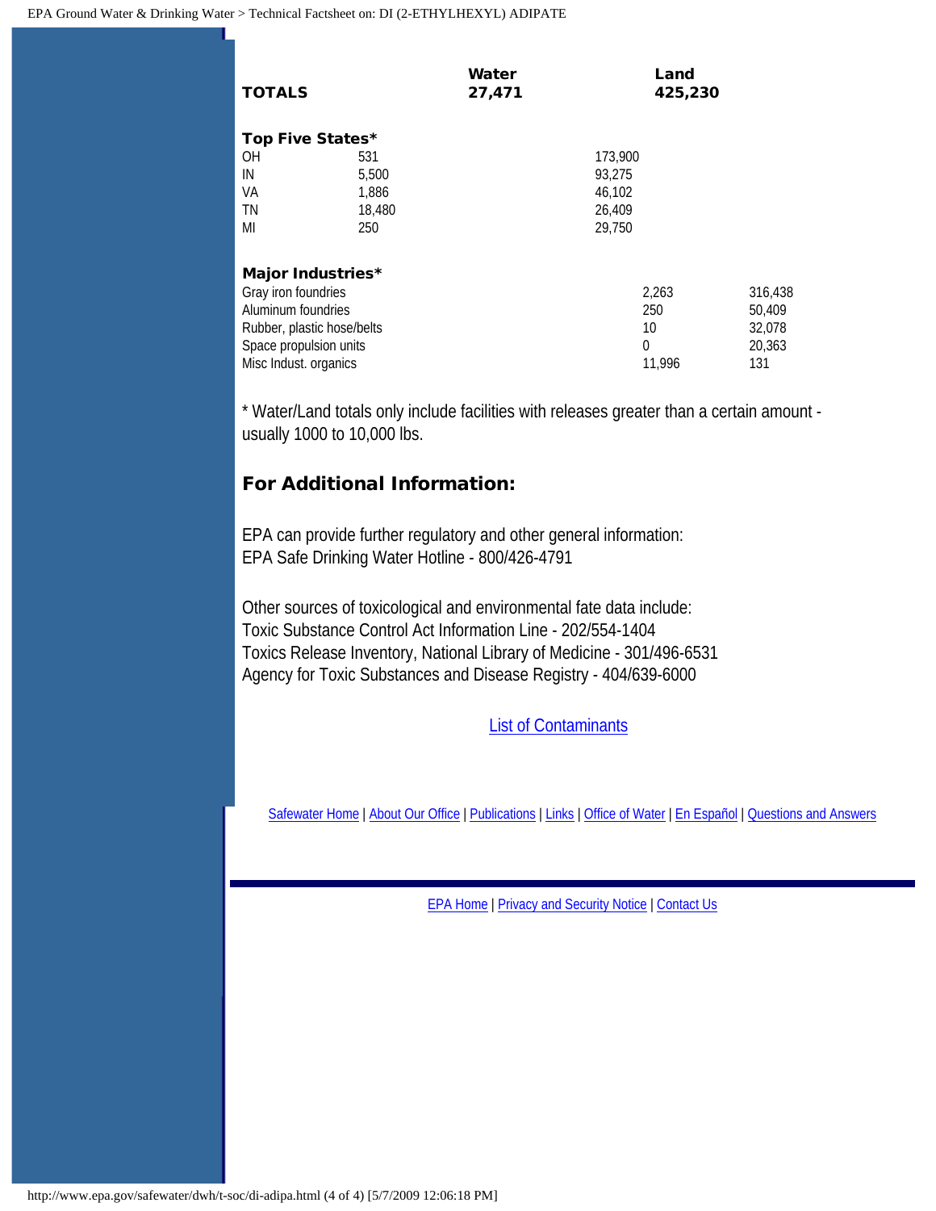| | Water | Land |
|---|---|---|
| **TOTALS** | **27,471** | **425,230** |
| **Top Five States*** | | |
| OH | 531 | 173,900 |
| IN | 5,500 | 93,275 |
| VA | 1,886 | 46,102 |
| TN | 18,480 | 26,409 |
| MI | 250 | 29,750 |
| **Major Industries*** | | |
| Gray iron foundries | 2,263 | 316,438 |
| Aluminum foundries | 250 | 50,409 |
| Rubber, plastic hose/belts | 10 | 32,078 |
| Space propulsion units | 0 | 20,363 |
| Misc Indust. organics | 11,996 | 131 |

* Water/Land totals only include facilities with releases greater than a certain amount - usually 1000 to 10,000 lbs.

## For Additional Information:

EPA can provide further regulatory and other general information:
EPA Safe Drinking Water Hotline - 800/426-4791

Other sources of toxicological and environmental fate data include:
Toxic Substance Control Act Information Line - 202/554-1404
Toxics Release Inventory, National Library of Medicine - 301/496-6531
Agency for Toxic Substances and Disease Registry - 404/639-6000

List of Contaminants

Safewater Home | About Our Office | Publications | Links | Office of Water | En Español | Questions and Answers

EPA Home | Privacy and Security Notice | Contact Us